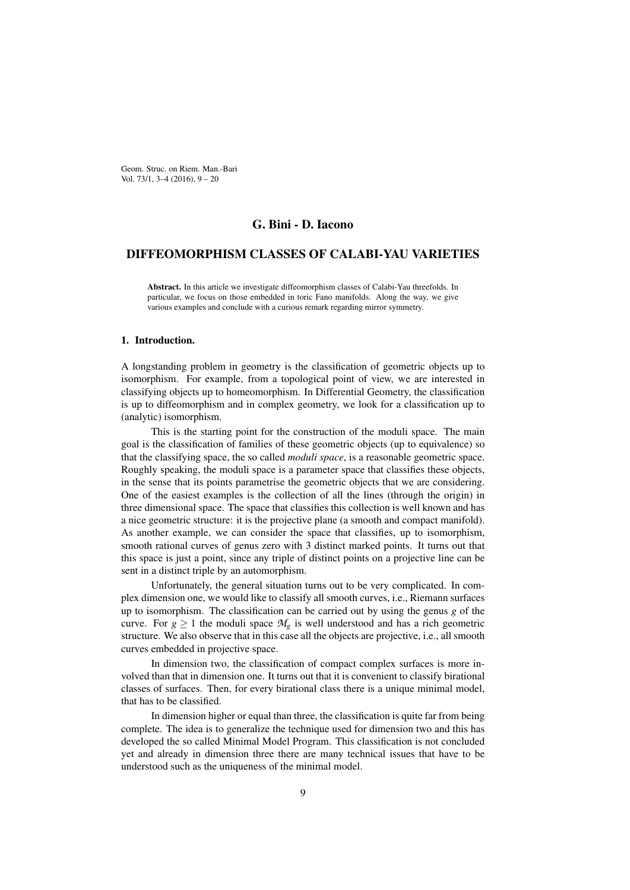## G. Bini - D. Iacono

# DIFFEOMORPHISM CLASSES OF CALABI-YAU VARIETIES

**Abstract.** In this article we investigate diffeomorphism classes of Calabi-Yau threefolds. In particular, we focus on those embedded in toric Fano manifolds. Along the way, we give various examples and conclude with a curious remark regarding mirror symmetry.

## 1. Introduction.

A longstanding problem in geometry is the classification of geometric objects up to isomorphism. For example, from a topological point of view, we are interested in classifying objects up to homeomorphism. In Differential Geometry, the classification is up to diffeomorphism and in complex geometry, we look for a classification up to (analytic) isomorphism.

This is the starting point for the construction of the moduli space. The main goal is the classification of families of these geometric objects (up to equivalence) so that the classifying space, the so called *moduli space*, is a reasonable geometric space. Roughly speaking, the moduli space is a parameter space that classifies these objects, in the sense that its points parametrise the geometric objects that we are considering. One of the easiest examples is the collection of all the lines (through the origin) in three dimensional space. The space that classifies this collection is well known and has a nice geometric structure: it is the projective plane (a smooth and compact manifold). As another example, we can consider the space that classifies, up to isomorphism, smooth rational curves of genus zero with 3 distinct marked points. It turns out that this space is just a point, since any triple of distinct points on a projective line can be sent in a distinct triple by an automorphism.

Unfortunately, the general situation turns out to be very complicated. In complex dimension one, we would like to classify all smooth curves, i.e., Riemann surfaces up to isomorphism. The classification can be carried out by using the genus $g$ of the curve. For $g \geq 1$ the moduli space $\mathcal{M}_g$ is well understood and has a rich geometric structure. We also observe that in this case all the objects are projective, i.e., all smooth curves embedded in projective space.

In dimension two, the classification of compact complex surfaces is more involved than that in dimension one. It turns out that it is convenient to classify birational classes of surfaces. Then, for every birational class there is a unique minimal model, that has to be classified.

In dimension higher or equal than three, the classification is quite far from being complete. The idea is to generalize the technique used for dimension two and this has developed the so called Minimal Model Program. This classification is not concluded yet and already in dimension three there are many technical issues that have to be understood such as the uniqueness of the minimal model.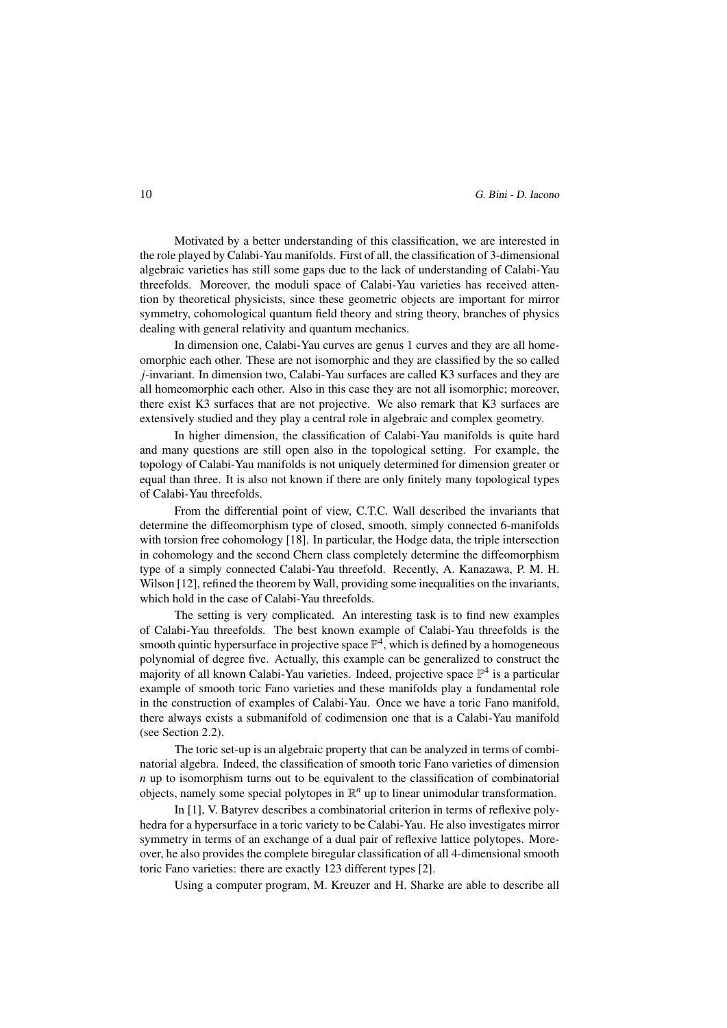Motivated by a better understanding of this classification, we are interested in the role played by Calabi-Yau manifolds. First of all, the classification of 3-dimensional algebraic varieties has still some gaps due to the lack of understanding of Calabi-Yau threefolds. Moreover, the moduli space of Calabi-Yau varieties has received attention by theoretical physicists, since these geometric objects are important for mirror symmetry, cohomological quantum field theory and string theory, branches of physics dealing with general relativity and quantum mechanics.

In dimension one, Calabi-Yau curves are genus 1 curves and they are all homeomorphic each other. These are not isomorphic and they are classified by the so called $j$-invariant. In dimension two, Calabi-Yau surfaces are called K3 surfaces and they are all homeomorphic each other. Also in this case they are not all isomorphic; moreover, there exist K3 surfaces that are not projective. We also remark that K3 surfaces are extensively studied and they play a central role in algebraic and complex geometry.

In higher dimension, the classification of Calabi-Yau manifolds is quite hard and many questions are still open also in the topological setting. For example, the topology of Calabi-Yau manifolds is not uniquely determined for dimension greater or equal than three. It is also not known if there are only finitely many topological types of Calabi-Yau threefolds.

From the differential point of view, C.T.C. Wall described the invariants that determine the diffeomorphism type of closed, smooth, simply connected 6-manifolds with torsion free cohomology [18]. In particular, the Hodge data, the triple intersection in cohomology and the second Chern class completely determine the diffeomorphism type of a simply connected Calabi-Yau threefold. Recently, A. Kanazawa, P. M. H. Wilson [12], refined the theorem by Wall, providing some inequalities on the invariants, which hold in the case of Calabi-Yau threefolds.

The setting is very complicated. An interesting task is to find new examples of Calabi-Yau threefolds. The best known example of Calabi-Yau threefolds is the smooth quintic hypersurface in projective space $\mathbb{P}^4$, which is defined by a homogeneous polynomial of degree five. Actually, this example can be generalized to construct the majority of all known Calabi-Yau varieties. Indeed, projective space $\mathbb{P}^4$ is a particular example of smooth toric Fano varieties and these manifolds play a fundamental role in the construction of examples of Calabi-Yau. Once we have a toric Fano manifold, there always exists a submanifold of codimension one that is a Calabi-Yau manifold (see Section 2.2).

The toric set-up is an algebraic property that can be analyzed in terms of combinatorial algebra. Indeed, the classification of smooth toric Fano varieties of dimension $n$ up to isomorphism turns out to be equivalent to the classification of combinatorial objects, namely some special polytopes in $\mathbb{R}^n$ up to linear unimodular transformation.

In [1], V. Batyrev describes a combinatorial criterion in terms of reflexive polyhedra for a hypersurface in a toric variety to be Calabi-Yau. He also investigates mirror symmetry in terms of an exchange of a dual pair of reflexive lattice polytopes. Moreover, he also provides the complete biregular classification of all 4-dimensional smooth toric Fano varieties: there are exactly 123 different types [2].

Using a computer program, M. Kreuzer and H. Sharke are able to describe all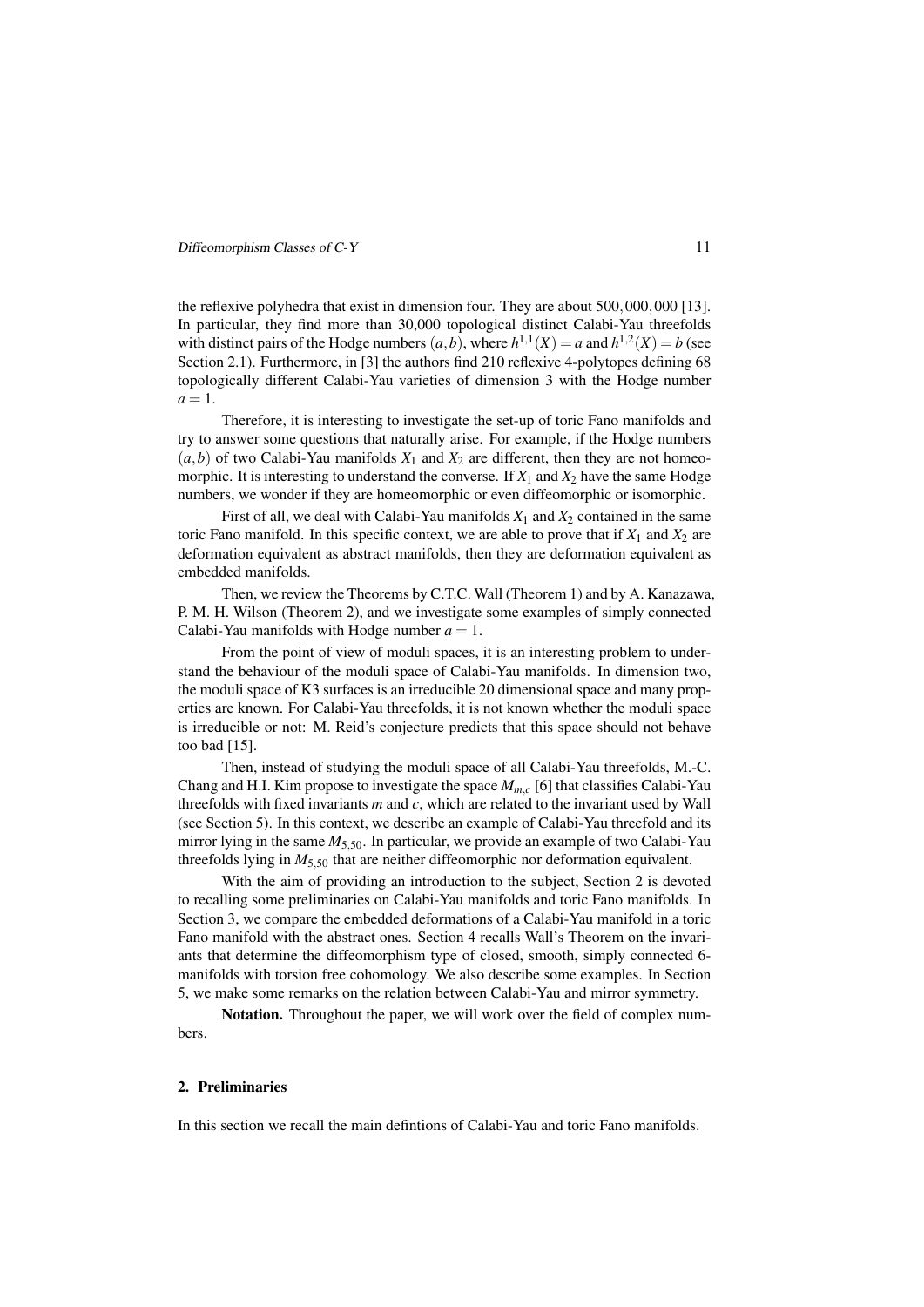the reflexive polyhedra that exist in dimension four. They are about $500,000,000$ [13]. In particular, they find more than 30,000 topological distinct Calabi-Yau threefolds with distinct pairs of the Hodge numbers $(a,b)$, where $h^{1,1}(X) = a$ and $h^{1,2}(X) = b$ (see Section 2.1). Furthermore, in [3] the authors find 210 reflexive 4-polytopes defining 68 topologically different Calabi-Yau varieties of dimension 3 with the Hodge number $a = 1$.

Therefore, it is interesting to investigate the set-up of toric Fano manifolds and try to answer some questions that naturally arise. For example, if the Hodge numbers $(a,b)$ of two Calabi-Yau manifolds $X_1$ and $X_2$ are different, then they are not homeomorphic. It is interesting to understand the converse. If $X_1$ and $X_2$ have the same Hodge numbers, we wonder if they are homeomorphic or even diffeomorphic or isomorphic.

First of all, we deal with Calabi-Yau manifolds $X_1$ and $X_2$ contained in the same toric Fano manifold. In this specific context, we are able to prove that if $X_1$ and $X_2$ are deformation equivalent as abstract manifolds, then they are deformation equivalent as embedded manifolds.

Then, we review the Theorems by C.T.C. Wall (Theorem 1) and by A. Kanazawa, P. M. H. Wilson (Theorem 2), and we investigate some examples of simply connected Calabi-Yau manifolds with Hodge number $a = 1$.

From the point of view of moduli spaces, it is an interesting problem to understand the behaviour of the moduli space of Calabi-Yau manifolds. In dimension two, the moduli space of K3 surfaces is an irreducible 20 dimensional space and many properties are known. For Calabi-Yau threefolds, it is not known whether the moduli space is irreducible or not: M. Reid's conjecture predicts that this space should not behave too bad [15].

Then, instead of studying the moduli space of all Calabi-Yau threefolds, M.-C. Chang and H.I. Kim propose to investigate the space $M_{m,c}$ [6] that classifies Calabi-Yau threefolds with fixed invariants $m$ and $c$, which are related to the invariant used by Wall (see Section 5). In this context, we describe an example of Calabi-Yau threefold and its mirror lying in the same $M_{5,50}$. In particular, we provide an example of two Calabi-Yau threefolds lying in $M_{5,50}$ that are neither diffeomorphic nor deformation equivalent.

With the aim of providing an introduction to the subject, Section 2 is devoted to recalling some preliminaries on Calabi-Yau manifolds and toric Fano manifolds. In Section 3, we compare the embedded deformations of a Calabi-Yau manifold in a toric Fano manifold with the abstract ones. Section 4 recalls Wall's Theorem on the invariants that determine the diffeomorphism type of closed, smooth, simply connected 6-manifolds with torsion free cohomology. We also describe some examples. In Section 5, we make some remarks on the relation between Calabi-Yau and mirror symmetry.

**Notation.** Throughout the paper, we will work over the field of complex numbers.

## 2. Preliminaries

In this section we recall the main defintions of Calabi-Yau and toric Fano manifolds.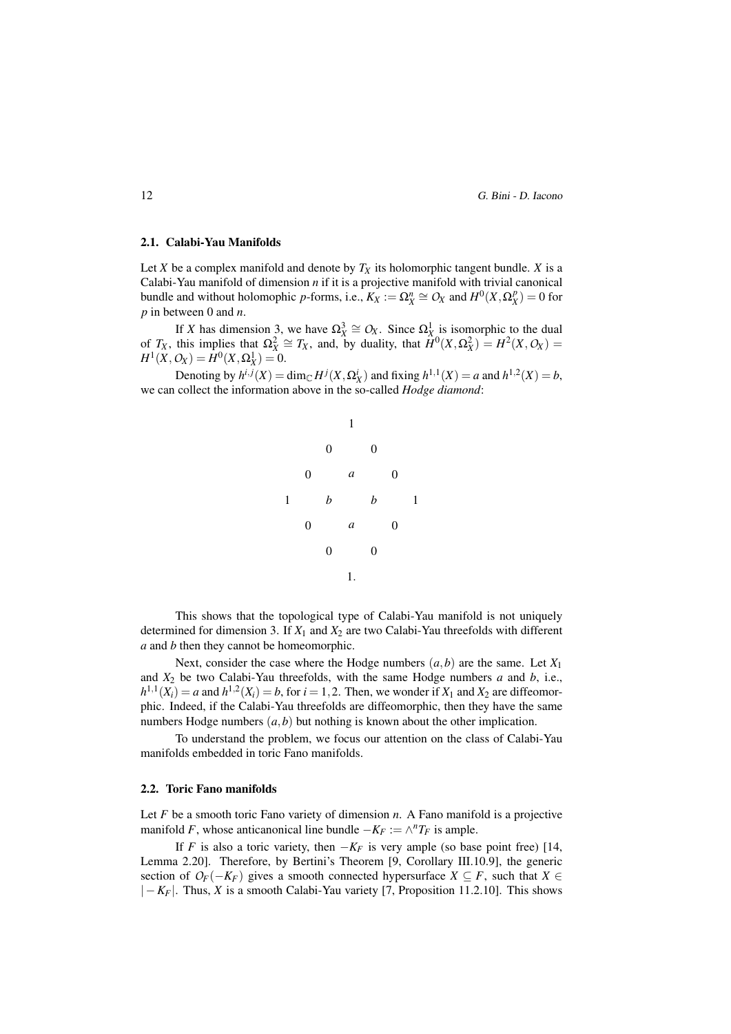### 2.1. Calabi-Yau Manifolds

Let $X$ be a complex manifold and denote by $T_X$ its holomorphic tangent bundle. $X$ is a Calabi-Yau manifold of dimension $n$ if it is a projective manifold with trivial canonical bundle and without holomophic $p$-forms, i.e., $K_X := \Omega^n_X \cong \mathcal{O}_X$ and $H^0(X, \Omega^p_X) = 0$ for $p$ in between 0 and $n$.

If $X$ has dimension 3, we have $\Omega^3_X \cong \mathcal{O}_X$. Since $\Omega^1_X$ is isomorphic to the dual of $T_X$, this implies that $\Omega^2_X \cong T_X$, and, by duality, that $H^0(X, \Omega^2_X) = H^2(X, \mathcal{O}_X) = H^1(X, \mathcal{O}_X) = H^0(X, \Omega^1_X) = 0$.

Denoting by $h^{i,j}(X) = \dim_{\mathbb{C}} H^j(X, \Omega^i_X)$ and fixing $h^{1,1}(X) = a$ and $h^{1,2}(X) = b$, we can collect the information above in the so-called *Hodge diamond*:

$$
\begin{array}{ccccccc}
 & & & 1 & & & \\
 & & 0 & & 0 & & \\
 & 0 & & a & & 0 & \\
1 & & b & & b & & 1 \\
 & 0 & & a & & 0 & \\
 & & 0 & & 0 & & \\
 & & & 1. & & &
\end{array}
$$

This shows that the topological type of Calabi-Yau manifold is not uniquely determined for dimension 3. If $X_1$ and $X_2$ are two Calabi-Yau threefolds with different $a$ and $b$ then they cannot be homeomorphic.

Next, consider the case where the Hodge numbers $(a, b)$ are the same. Let $X_1$ and $X_2$ be two Calabi-Yau threefolds, with the same Hodge numbers $a$ and $b$, i.e., $h^{1,1}(X_i) = a$ and $h^{1,2}(X_i) = b$, for $i = 1, 2$. Then, we wonder if $X_1$ and $X_2$ are diffeomorphic. Indeed, if the Calabi-Yau threefolds are diffeomorphic, then they have the same numbers Hodge numbers $(a, b)$ but nothing is known about the other implication.

To understand the problem, we focus our attention on the class of Calabi-Yau manifolds embedded in toric Fano manifolds.

### 2.2. Toric Fano manifolds

Let $F$ be a smooth toric Fano variety of dimension $n$. A Fano manifold is a projective manifold $F$, whose anticanonical line bundle $-K_F := \wedge^n T_F$ is ample.

If $F$ is also a toric variety, then $-K_F$ is very ample (so base point free) [14, Lemma 2.20]. Therefore, by Bertini's Theorem [9, Corollary III.10.9], the generic section of $\mathcal{O}_F(-K_F)$ gives a smooth connected hypersurface $X \subseteq F$, such that $X \in |-K_F|$. Thus, $X$ is a smooth Calabi-Yau variety [7, Proposition 11.2.10]. This shows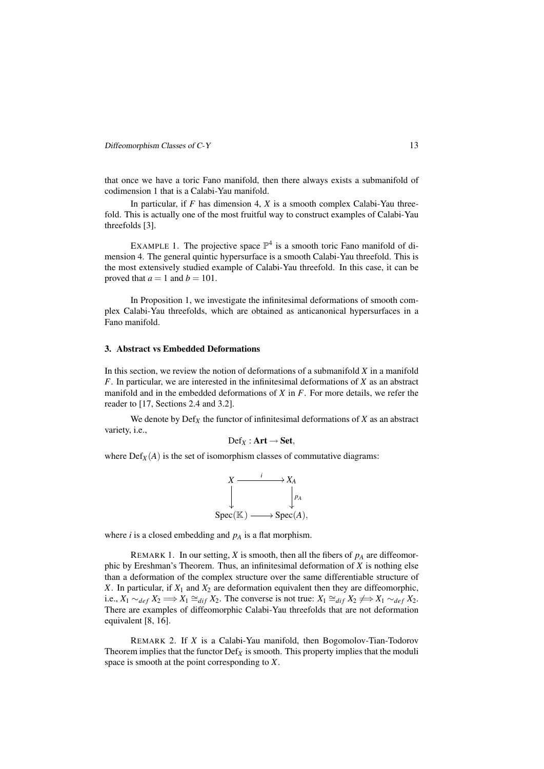that once we have a toric Fano manifold, then there always exists a submanifold of codimension 1 that is a Calabi-Yau manifold.

In particular, if $F$ has dimension 4, $X$ is a smooth complex Calabi-Yau threefold. This is actually one of the most fruitful way to construct examples of Calabi-Yau threefolds [3].

EXAMPLE 1. The projective space $\mathbb{P}^4$ is a smooth toric Fano manifold of dimension 4. The general quintic hypersurface is a smooth Calabi-Yau threefold. This is the most extensively studied example of Calabi-Yau threefold. In this case, it can be proved that $a = 1$ and $b = 101$.

In Proposition 1, we investigate the infinitesimal deformations of smooth complex Calabi-Yau threefolds, which are obtained as anticanonical hypersurfaces in a Fano manifold.

## 3. Abstract vs Embedded Deformations

In this section, we review the notion of deformations of a submanifold $X$ in a manifold $F$. In particular, we are interested in the infinitesimal deformations of $X$ as an abstract manifold and in the embedded deformations of $X$ in $F$. For more details, we refer the reader to [17, Sections 2.4 and 3.2].

We denote by $\mathrm{Def}_X$ the functor of infinitesimal deformations of $X$ as an abstract variety, i.e.,

$$\mathrm{Def}_X : \mathbf{Art} \to \mathbf{Set},$$

where $\mathrm{Def}_X(A)$ is the set of isomorphism classes of commutative diagrams:

$$\begin{array}{ccc} X & \xrightarrow{\quad i \quad} & X_A \\ \downarrow & & \downarrow{\scriptstyle p_A} \\ \mathrm{Spec}(\mathbb{K}) & \longrightarrow & \mathrm{Spec}(A), \end{array}$$

where $i$ is a closed embedding and $p_A$ is a flat morphism.

REMARK 1. In our setting, $X$ is smooth, then all the fibers of $p_A$ are diffeomorphic by Ereshman's Theorem. Thus, an infinitesimal deformation of $X$ is nothing else than a deformation of the complex structure over the same differentiable structure of $X$. In particular, if $X_1$ and $X_2$ are deformation equivalent then they are diffeomorphic, i.e., $X_1 \sim_{def} X_2 \Longrightarrow X_1 \cong_{dif} X_2$. The converse is not true: $X_1 \cong_{dif} X_2 \not\Longrightarrow X_1 \sim_{def} X_2$. There are examples of diffeomorphic Calabi-Yau threefolds that are not deformation equivalent [8, 16].

REMARK 2. If $X$ is a Calabi-Yau manifold, then Bogomolov-Tian-Todorov Theorem implies that the functor $\mathrm{Def}_X$ is smooth. This property implies that the moduli space is smooth at the point corresponding to $X$.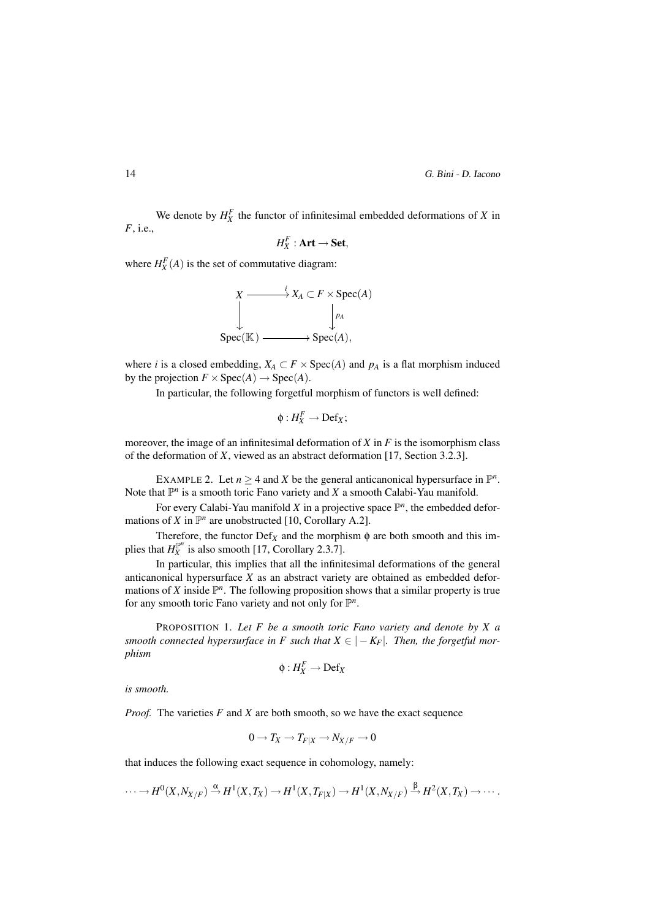We denote by $H_X^F$ the functor of infinitesimal embedded deformations of $X$ in $F$, i.e.,

$$H_X^F : \mathbf{Art} \to \mathbf{Set},$$

where $H_X^F(A)$ is the set of commutative diagram:

$$\begin{array}{ccc} X & \xrightarrow{i} & X_A \subset F \times \operatorname{Spec}(A) \\ \downarrow & & \downarrow p_A \\ \operatorname{Spec}(\mathbb{K}) & \longrightarrow & \operatorname{Spec}(A), \end{array}$$

where $i$ is a closed embedding, $X_A \subset F \times \operatorname{Spec}(A)$ and $p_A$ is a flat morphism induced by the projection $F \times \operatorname{Spec}(A) \to \operatorname{Spec}(A)$.

In particular, the following forgetful morphism of functors is well defined:

$$\phi : H_X^F \to \operatorname{Def}_X;$$

moreover, the image of an infinitesimal deformation of $X$ in $F$ is the isomorphism class of the deformation of $X$, viewed as an abstract deformation [17, Section 3.2.3].

EXAMPLE 2. Let $n \geq 4$ and $X$ be the general anticanonical hypersurface in $\mathbb{P}^n$. Note that $\mathbb{P}^n$ is a smooth toric Fano variety and $X$ a smooth Calabi-Yau manifold.

For every Calabi-Yau manifold $X$ in a projective space $\mathbb{P}^n$, the embedded deformations of $X$ in $\mathbb{P}^n$ are unobstructed [10, Corollary A.2].

Therefore, the functor $\operatorname{Def}_X$ and the morphism $\phi$ are both smooth and this implies that $H_X^{\mathbb{P}^n}$ is also smooth [17, Corollary 2.3.7].

In particular, this implies that all the infinitesimal deformations of the general anticanonical hypersurface $X$ as an abstract variety are obtained as embedded deformations of $X$ inside $\mathbb{P}^n$. The following proposition shows that a similar property is true for any smooth toric Fano variety and not only for $\mathbb{P}^n$.

PROPOSITION 1. *Let $F$ be a smooth toric Fano variety and denote by $X$ a smooth connected hypersurface in $F$ such that $X \in |-K_F|$. Then, the forgetful morphism*

$$\phi : H_X^F \to \operatorname{Def}_X$$

*is smooth.*

*Proof.* The varieties $F$ and $X$ are both smooth, so we have the exact sequence

$$0 \to T_X \to T_{F|X} \to N_{X/F} \to 0$$

that induces the following exact sequence in cohomology, namely:

$$\cdots \to H^0(X, N_{X/F}) \xrightarrow{\alpha} H^1(X, T_X) \to H^1(X, T_{F|X}) \to H^1(X, N_{X/F}) \xrightarrow{\beta} H^2(X, T_X) \to \cdots.$$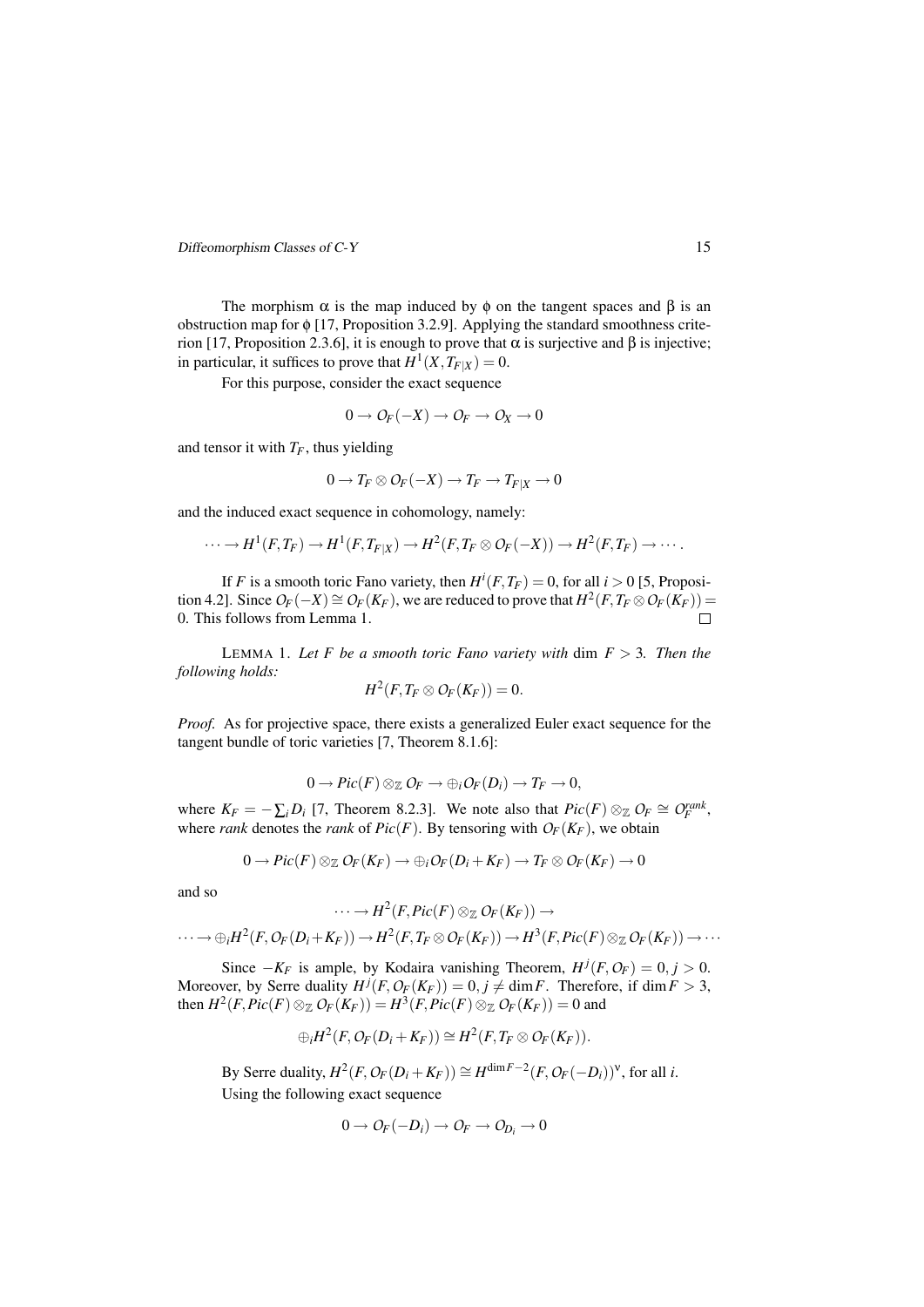The morphism $\alpha$ is the map induced by $\phi$ on the tangent spaces and $\beta$ is an obstruction map for $\phi$ [17, Proposition 3.2.9]. Applying the standard smoothness criterion [17, Proposition 2.3.6], it is enough to prove that $\alpha$ is surjective and $\beta$ is injective; in particular, it suffices to prove that $H^1(X, T_{F|X}) = 0$.

For this purpose, consider the exact sequence

$$0 \to \mathcal{O}_F(-X) \to \mathcal{O}_F \to \mathcal{O}_X \to 0$$

and tensor it with $T_F$, thus yielding

$$0 \to T_F \otimes \mathcal{O}_F(-X) \to T_F \to T_{F|X} \to 0$$

and the induced exact sequence in cohomology, namely:

$$\cdots \to H^1(F, T_F) \to H^1(F, T_{F|X}) \to H^2(F, T_F \otimes \mathcal{O}_F(-X)) \to H^2(F, T_F) \to \cdots.$$

If $F$ is a smooth toric Fano variety, then $H^i(F, T_F) = 0$, for all $i > 0$ [5, Proposition 4.2]. Since $\mathcal{O}_F(-X) \cong \mathcal{O}_F(K_F)$, we are reduced to prove that $H^2(F, T_F \otimes \mathcal{O}_F(K_F)) = 0$. This follows from Lemma 1. $\square$

LEMMA 1. *Let $F$ be a smooth toric Fano variety with* $\dim F > 3$*. Then the following holds:*

$$H^2(F, T_F \otimes \mathcal{O}_F(K_F)) = 0.$$

*Proof.* As for projective space, there exists a generalized Euler exact sequence for the tangent bundle of toric varieties [7, Theorem 8.1.6]:

$$0 \to Pic(F) \otimes_{\mathbb{Z}} \mathcal{O}_F \to \oplus_i \mathcal{O}_F(D_i) \to T_F \to 0,$$

where $K_F = -\sum_i D_i$ [7, Theorem 8.2.3]. We note also that $Pic(F) \otimes_{\mathbb{Z}} \mathcal{O}_F \cong \mathcal{O}_F^{rank}$, where *rank* denotes the *rank* of $Pic(F)$. By tensoring with $\mathcal{O}_F(K_F)$, we obtain

$$0 \to Pic(F) \otimes_{\mathbb{Z}} \mathcal{O}_F(K_F) \to \oplus_i \mathcal{O}_F(D_i + K_F) \to T_F \otimes \mathcal{O}_F(K_F) \to 0$$

and so

$$\cdots \to H^2(F, Pic(F) \otimes_{\mathbb{Z}} \mathcal{O}_F(K_F)) \to$$
$$\cdots \to \oplus_i H^2(F, \mathcal{O}_F(D_i + K_F)) \to H^2(F, T_F \otimes \mathcal{O}_F(K_F)) \to H^3(F, Pic(F) \otimes_{\mathbb{Z}} \mathcal{O}_F(K_F)) \to \cdots$$

Since $-K_F$ is ample, by Kodaira vanishing Theorem, $H^j(F, \mathcal{O}_F) = 0, j > 0$. Moreover, by Serre duality $H^j(F, \mathcal{O}_F(K_F)) = 0, j \neq \dim F$. Therefore, if $\dim F > 3$, then $H^2(F, Pic(F) \otimes_{\mathbb{Z}} \mathcal{O}_F(K_F)) = H^3(F, Pic(F) \otimes_{\mathbb{Z}} \mathcal{O}_F(K_F)) = 0$ and

$$\oplus_i H^2(F, \mathcal{O}_F(D_i + K_F)) \cong H^2(F, T_F \otimes \mathcal{O}_F(K_F)).$$

By Serre duality, $H^2(F, \mathcal{O}_F(D_i + K_F)) \cong H^{\dim F - 2}(F, \mathcal{O}_F(-D_i))^\vee$, for all $i$.

Using the following exact sequence

$$0 \to \mathcal{O}_F(-D_i) \to \mathcal{O}_F \to \mathcal{O}_{D_i} \to 0$$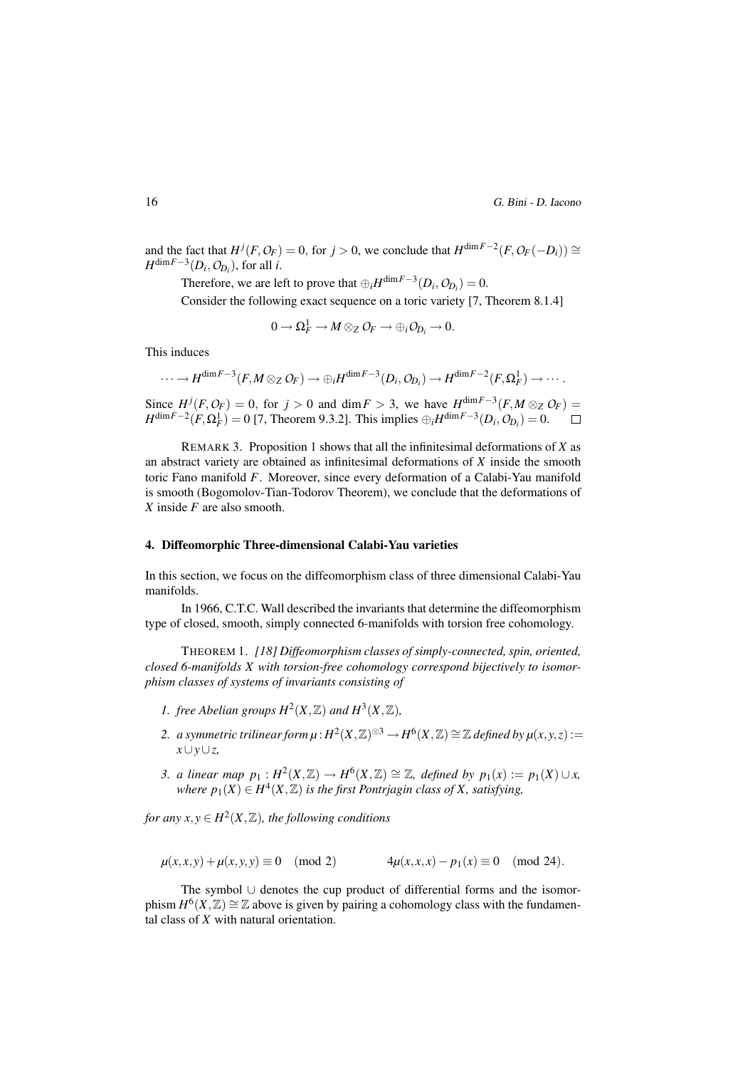and the fact that $H^j(F, O_F) = 0$, for $j > 0$, we conclude that $H^{\dim F-2}(F, O_F(-D_i)) \cong H^{\dim F-3}(D_i, O_{D_i})$, for all $i$.

Therefore, we are left to prove that $\oplus_i H^{\dim F-3}(D_i, O_{D_i}) = 0$.

Consider the following exact sequence on a toric variety [7, Theorem 8.1.4]

$$0 \to \Omega^1_F \to M \otimes_Z O_F \to \oplus_i O_{D_i} \to 0.$$

This induces

$$\cdots \to H^{\dim F-3}(F, M \otimes_Z O_F) \to \oplus_i H^{\dim F-3}(D_i, O_{D_i}) \to H^{\dim F-2}(F, \Omega^1_F) \to \cdots.$$

Since $H^j(F, O_F) = 0$, for $j > 0$ and $\dim F > 3$, we have $H^{\dim F-3}(F, M \otimes_Z O_F) = H^{\dim F-2}(F, \Omega^1_F) = 0$ [7, Theorem 9.3.2]. This implies $\oplus_i H^{\dim F-3}(D_i, O_{D_i}) = 0$. □

REMARK 3. Proposition 1 shows that all the infinitesimal deformations of $X$ as an abstract variety are obtained as infinitesimal deformations of $X$ inside the smooth toric Fano manifold $F$. Moreover, since every deformation of a Calabi-Yau manifold is smooth (Bogomolov-Tian-Todorov Theorem), we conclude that the deformations of $X$ inside $F$ are also smooth.

## 4. Diffeomorphic Three-dimensional Calabi-Yau varieties

In this section, we focus on the diffeomorphism class of three dimensional Calabi-Yau manifolds.

In 1966, C.T.C. Wall described the invariants that determine the diffeomorphism type of closed, smooth, simply connected 6-manifolds with torsion free cohomology.

THEOREM 1. *[18] Diffeomorphism classes of simply-connected, spin, oriented, closed 6-manifolds $X$ with torsion-free cohomology correspond bijectively to isomorphism classes of systems of invariants consisting of*

1. *free Abelian groups $H^2(X,\mathbb{Z})$ and $H^3(X,\mathbb{Z})$,*
2. *a symmetric trilinear form $\mu : H^2(X,\mathbb{Z})^{\otimes 3} \to H^6(X,\mathbb{Z}) \cong \mathbb{Z}$ defined by $\mu(x,y,z) := x \cup y \cup z$,*
3. *a linear map $p_1 : H^2(X,\mathbb{Z}) \to H^6(X,\mathbb{Z}) \cong \mathbb{Z}$, defined by $p_1(x) := p_1(X) \cup x$, where $p_1(X) \in H^4(X,\mathbb{Z})$ is the first Pontrjagin class of $X$, satisfying,*

*for any $x, y \in H^2(X,\mathbb{Z})$, the following conditions*

$$\mu(x,x,y) + \mu(x,y,y) \equiv 0 \pmod 2 \qquad 4\mu(x,x,x) - p_1(x) \equiv 0 \pmod{24}.$$

The symbol $\cup$ denotes the cup product of differential forms and the isomorphism $H^6(X,\mathbb{Z}) \cong \mathbb{Z}$ above is given by pairing a cohomology class with the fundamental class of $X$ with natural orientation.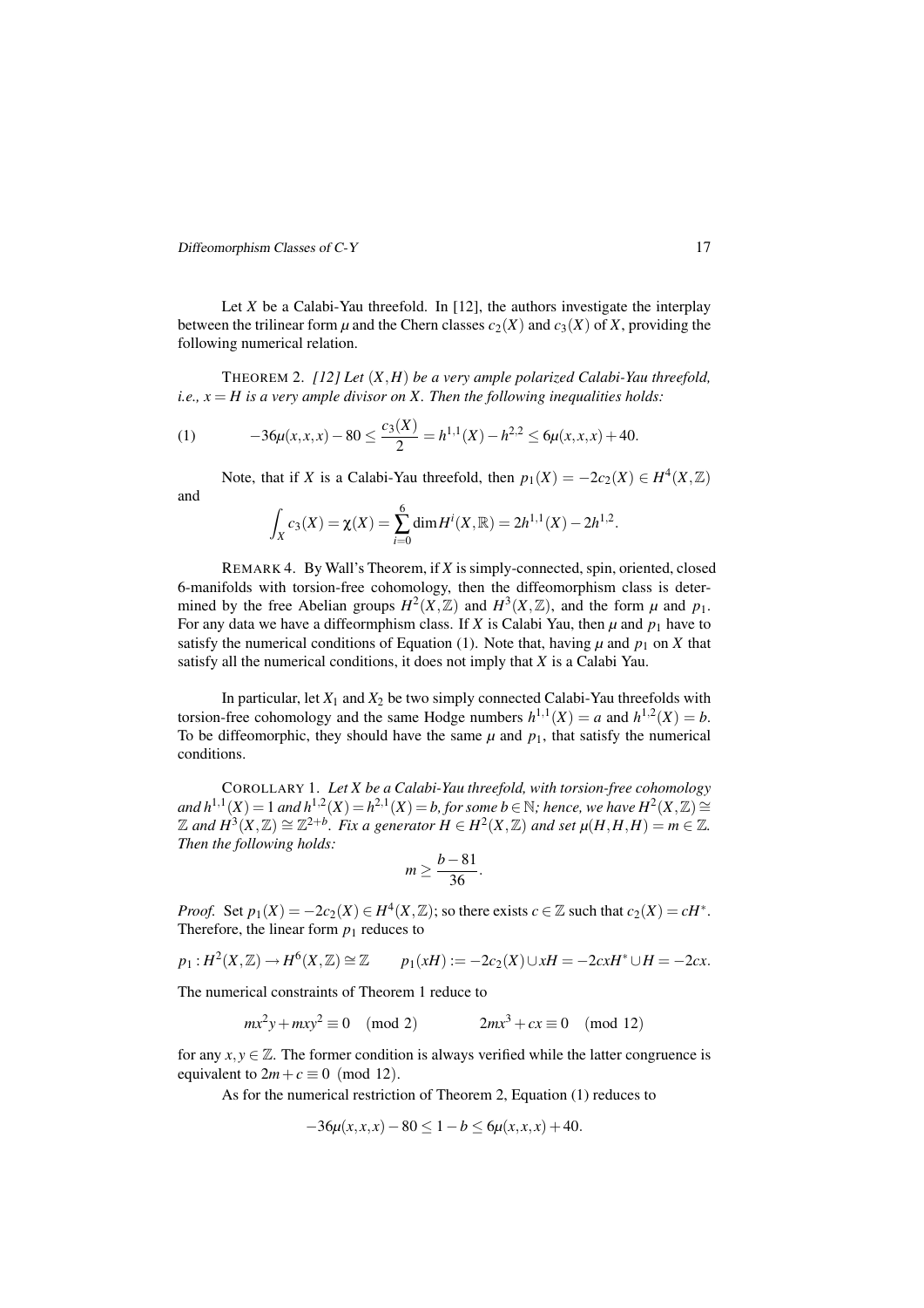Let $X$ be a Calabi-Yau threefold. In [12], the authors investigate the interplay between the trilinear form $\mu$ and the Chern classes $c_2(X)$ and $c_3(X)$ of $X$, providing the following numerical relation.

THEOREM 2. *[12] Let $(X,H)$ be a very ample polarized Calabi-Yau threefold, i.e., $x = H$ is a very ample divisor on $X$. Then the following inequalities holds:*

$$-36\mu(x,x,x) - 80 \leq \frac{c_3(X)}{2} = h^{1,1}(X) - h^{2,2} \leq 6\mu(x,x,x) + 40. \tag{1}$$

Note, that if $X$ is a Calabi-Yau threefold, then $p_1(X) = -2c_2(X) \in H^4(X,\mathbb{Z})$ and

$$\int_X c_3(X) = \chi(X) = \sum_{i=0}^{6} \dim H^i(X,\mathbb{R}) = 2h^{1,1}(X) - 2h^{1,2}.$$

REMARK 4. By Wall's Theorem, if $X$ is simply-connected, spin, oriented, closed 6-manifolds with torsion-free cohomology, then the diffeomorphism class is determined by the free Abelian groups $H^2(X,\mathbb{Z})$ and $H^3(X,\mathbb{Z})$, and the form $\mu$ and $p_1$. For any data we have a diffeormphism class. If $X$ is Calabi Yau, then $\mu$ and $p_1$ have to satisfy the numerical conditions of Equation (1). Note that, having $\mu$ and $p_1$ on $X$ that satisfy all the numerical conditions, it does not imply that $X$ is a Calabi Yau.

In particular, let $X_1$ and $X_2$ be two simply connected Calabi-Yau threefolds with torsion-free cohomology and the same Hodge numbers $h^{1,1}(X) = a$ and $h^{1,2}(X) = b$. To be diffeomorphic, they should have the same $\mu$ and $p_1$, that satisfy the numerical conditions.

COROLLARY 1. *Let $X$ be a Calabi-Yau threefold, with torsion-free cohomology and $h^{1,1}(X) = 1$ and $h^{1,2}(X) = h^{2,1}(X) = b$, for some $b \in \mathbb{N}$; hence, we have $H^2(X,\mathbb{Z}) \cong \mathbb{Z}$ and $H^3(X,\mathbb{Z}) \cong \mathbb{Z}^{2+b}$. Fix a generator $H \in H^2(X,\mathbb{Z})$ and set $\mu(H,H,H) = m \in \mathbb{Z}$. Then the following holds:*

$$m \geq \frac{b-81}{36}.$$

*Proof.* Set $p_1(X) = -2c_2(X) \in H^4(X,\mathbb{Z})$; so there exists $c \in \mathbb{Z}$ such that $c_2(X) = cH^*$. Therefore, the linear form $p_1$ reduces to

$$p_1 : H^2(X,\mathbb{Z}) \to H^6(X,\mathbb{Z}) \cong \mathbb{Z} \qquad p_1(xH) := -2c_2(X) \cup xH = -2cxH^* \cup H = -2cx.$$

The numerical constraints of Theorem 1 reduce to

$$mx^2y + mxy^2 \equiv 0 \pmod 2 \qquad\qquad 2mx^3 + cx \equiv 0 \pmod{12}$$

for any $x, y \in \mathbb{Z}$. The former condition is always verified while the latter congruence is equivalent to $2m + c \equiv 0 \pmod{12}$.

As for the numerical restriction of Theorem 2, Equation (1) reduces to

$$-36\mu(x,x,x) - 80 \leq 1 - b \leq 6\mu(x,x,x) + 40.$$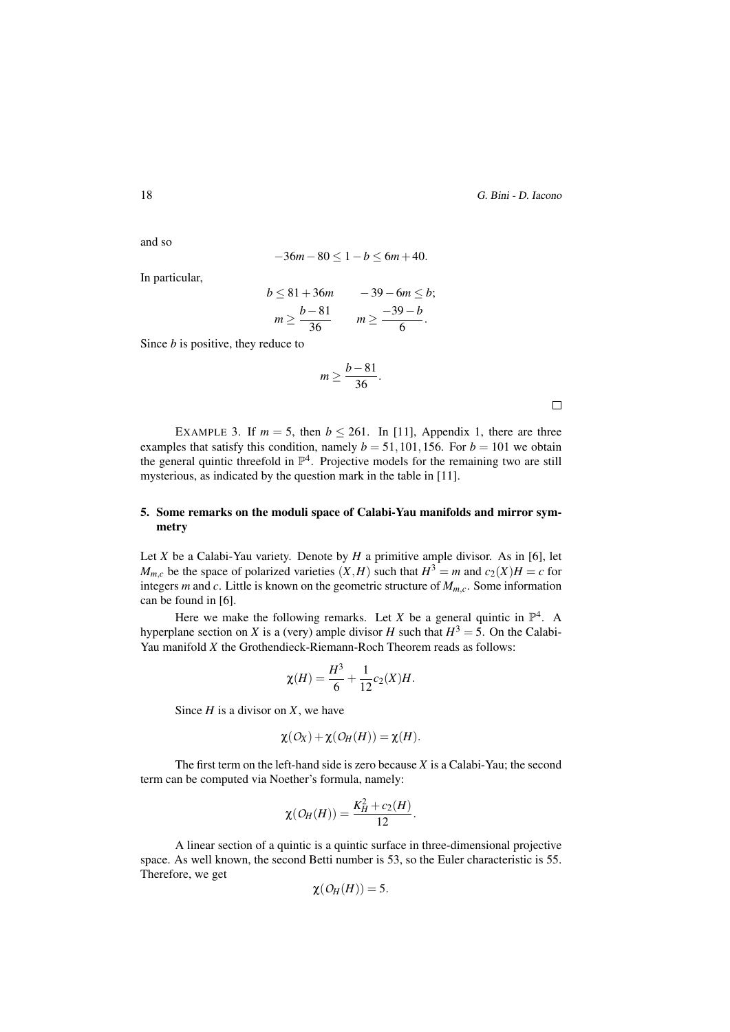and so

$$-36m-80 \leq 1-b \leq 6m+40.$$

In particular,

$$b \leq 81+36m \qquad -39-6m \leq b;$$

$$m \geq \frac{b-81}{36} \qquad m \geq \frac{-39-b}{6}.$$

Since $b$ is positive, they reduce to

$$m \geq \frac{b-81}{36}.$$

□

EXAMPLE 3. If $m=5$, then $b \leq 261$. In [11], Appendix 1, there are three examples that satisfy this condition, namely $b = 51, 101, 156$. For $b = 101$ we obtain the general quintic threefold in $\mathbb{P}^4$. Projective models for the remaining two are still mysterious, as indicated by the question mark in the table in [11].

## 5. Some remarks on the moduli space of Calabi-Yau manifolds and mirror symmetry

Let $X$ be a Calabi-Yau variety. Denote by $H$ a primitive ample divisor. As in [6], let $M_{m,c}$ be the space of polarized varieties $(X,H)$ such that $H^3 = m$ and $c_2(X)H = c$ for integers $m$ and $c$. Little is known on the geometric structure of $M_{m,c}$. Some information can be found in [6].

Here we make the following remarks. Let $X$ be a general quintic in $\mathbb{P}^4$. A hyperplane section on $X$ is a (very) ample divisor $H$ such that $H^3 = 5$. On the Calabi-Yau manifold $X$ the Grothendieck-Riemann-Roch Theorem reads as follows:

$$\chi(H) = \frac{H^3}{6} + \frac{1}{12}c_2(X)H.$$

Since $H$ is a divisor on $X$, we have

$$\chi(O_X) + \chi(O_H(H)) = \chi(H).$$

The first term on the left-hand side is zero because $X$ is a Calabi-Yau; the second term can be computed via Noether's formula, namely:

$$\chi(O_H(H)) = \frac{K_H^2 + c_2(H)}{12}.$$

A linear section of a quintic is a quintic surface in three-dimensional projective space. As well known, the second Betti number is 53, so the Euler characteristic is 55. Therefore, we get

$$\chi(O_H(H)) = 5.$$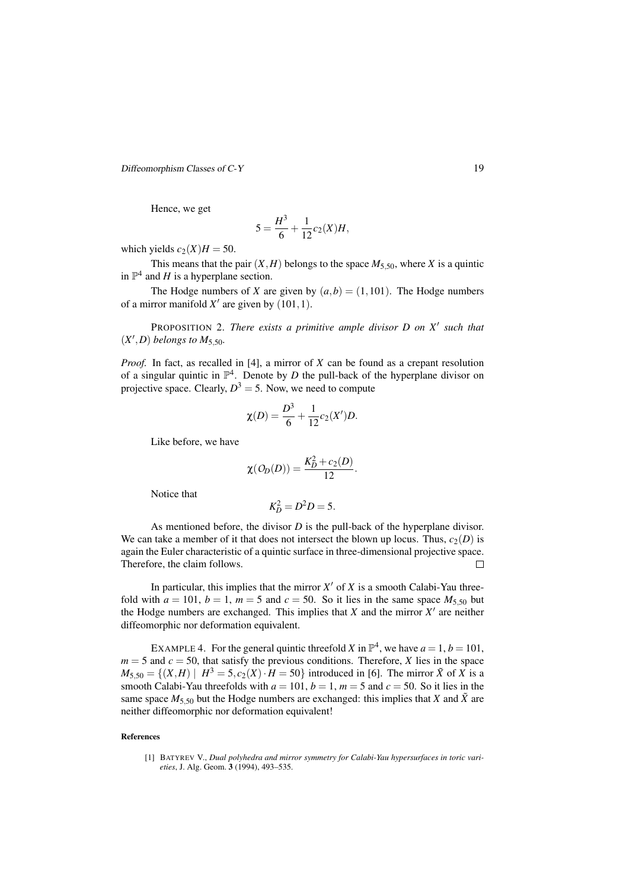Hence, we get

$$5 = \frac{H^3}{6} + \frac{1}{12}c_2(X)H,$$

which yields $c_2(X)H = 50$.

This means that the pair $(X,H)$ belongs to the space $M_{5,50}$, where $X$ is a quintic in $\mathbb{P}^4$ and $H$ is a hyperplane section.

The Hodge numbers of $X$ are given by $(a,b) = (1,101)$. The Hodge numbers of a mirror manifold $X'$ are given by $(101,1)$.

PROPOSITION 2. *There exists a primitive ample divisor $D$ on $X'$ such that $(X',D)$ belongs to $M_{5,50}$.*

*Proof.* In fact, as recalled in [4], a mirror of $X$ can be found as a crepant resolution of a singular quintic in $\mathbb{P}^4$. Denote by $D$ the pull-back of the hyperplane divisor on projective space. Clearly, $D^3 = 5$. Now, we need to compute

$$\chi(D) = \frac{D^3}{6} + \frac{1}{12}c_2(X')D.$$

Like before, we have

$$\chi(O_D(D)) = \frac{K_D^2 + c_2(D)}{12}.$$

Notice that

$$K_D^2 = D^2 D = 5.$$

As mentioned before, the divisor $D$ is the pull-back of the hyperplane divisor. We can take a member of it that does not intersect the blown up locus. Thus, $c_2(D)$ is again the Euler characteristic of a quintic surface in three-dimensional projective space. Therefore, the claim follows. □

In particular, this implies that the mirror $X'$ of $X$ is a smooth Calabi-Yau threefold with $a = 101$, $b = 1$, $m = 5$ and $c = 50$. So it lies in the same space $M_{5,50}$ but the Hodge numbers are exchanged. This implies that $X$ and the mirror $X'$ are neither diffeomorphic nor deformation equivalent.

EXAMPLE 4. For the general quintic threefold $X$ in $\mathbb{P}^4$, we have $a = 1$, $b = 101$, $m = 5$ and $c = 50$, that satisfy the previous conditions. Therefore, $X$ lies in the space $M_{5,50} = \{(X,H) \mid H^3 = 5, c_2(X) \cdot H = 50\}$ introduced in [6]. The mirror $\tilde{X}$ of $X$ is a smooth Calabi-Yau threefolds with $a = 101$, $b = 1$, $m = 5$ and $c = 50$. So it lies in the same space $M_{5,50}$ but the Hodge numbers are exchanged: this implies that $X$ and $\tilde{X}$ are neither diffeomorphic nor deformation equivalent!

## References

[1] BATYREV V., *Dual polyhedra and mirror symmetry for Calabi-Yau hypersurfaces in toric varieties*, J. Alg. Geom. **3** (1994), 493–535.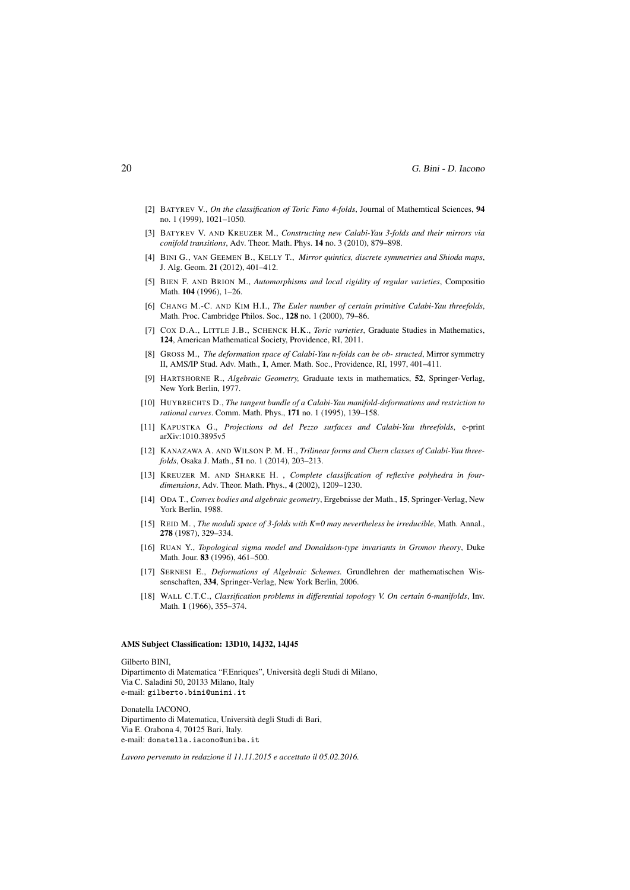[2] BATYREV V., *On the classification of Toric Fano 4-folds*, Journal of Mathemtical Sciences, **94** no. 1 (1999), 1021–1050.

[3] BATYREV V. AND KREUZER M., *Constructing new Calabi-Yau 3-folds and their mirrors via conifold transitions*, Adv. Theor. Math. Phys. **14** no. 3 (2010), 879–898.

[4] BINI G., VAN GEEMEN B., KELLY T., *Mirror quintics, discrete symmetries and Shioda maps*, J. Alg. Geom. **21** (2012), 401–412.

[5] BIEN F. AND BRION M., *Automorphisms and local rigidity of regular varieties*, Compositio Math. **104** (1996), 1–26.

[6] CHANG M.-C. AND KIM H.I., *The Euler number of certain primitive Calabi-Yau threefolds*, Math. Proc. Cambridge Philos. Soc., **128** no. 1 (2000), 79–86.

[7] COX D.A., LITTLE J.B., SCHENCK H.K., *Toric varieties*, Graduate Studies in Mathematics, **124**, American Mathematical Society, Providence, RI, 2011.

[8] GROSS M., *The deformation space of Calabi-Yau n-folds can be ob- structed*, Mirror symmetry II, AMS/IP Stud. Adv. Math., **1**, Amer. Math. Soc., Providence, RI, 1997, 401–411.

[9] HARTSHORNE R., *Algebraic Geometry,* Graduate texts in mathematics, **52**, Springer-Verlag, New York Berlin, 1977.

[10] HUYBRECHTS D., *The tangent bundle of a Calabi-Yau manifold-deformations and restriction to rational curves*. Comm. Math. Phys., **171** no. 1 (1995), 139–158.

[11] KAPUSTKA G., *Projections od del Pezzo surfaces and Calabi-Yau threefolds*, e-print arXiv:1010.3895v5

[12] KANAZAWA A. AND WILSON P. M. H., *Trilinear forms and Chern classes of Calabi-Yau threefolds*, Osaka J. Math., **51** no. 1 (2014), 203–213.

[13] KREUZER M. AND SHARKE H. , *Complete classification of reflexive polyhedra in fourdimensions*, Adv. Theor. Math. Phys., **4** (2002), 1209–1230.

[14] ODA T., *Convex bodies and algebraic geometry*, Ergebnisse der Math., **15**, Springer-Verlag, New York Berlin, 1988.

[15] REID M. , *The moduli space of 3-folds with K=0 may nevertheless be irreducible*, Math. Annal., **278** (1987), 329–334.

[16] RUAN Y., *Topological sigma model and Donaldson-type invariants in Gromov theory*, Duke Math. Jour. **83** (1996), 461–500.

[17] SERNESI E., *Deformations of Algebraic Schemes.* Grundlehren der mathematischen Wissenschaften, **334**, Springer-Verlag, New York Berlin, 2006.

[18] WALL C.T.C., *Classification problems in differential topology V. On certain 6-manifolds*, Inv. Math. **1** (1966), 355–374.

**AMS Subject Classification: 13D10, 14J32, 14J45**

Gilberto BINI,
Dipartimento di Matematica "F.Enriques", Università degli Studi di Milano,
Via C. Saladini 50, 20133 Milano, Italy
e-mail: gilberto.bini@unimi.it

Donatella IACONO,
Dipartimento di Matematica, Università degli Studi di Bari,
Via E. Orabona 4, 70125 Bari, Italy.
e-mail: donatella.iacono@uniba.it

*Lavoro pervenuto in redazione il 11.11.2015 e accettato il 05.02.2016.*